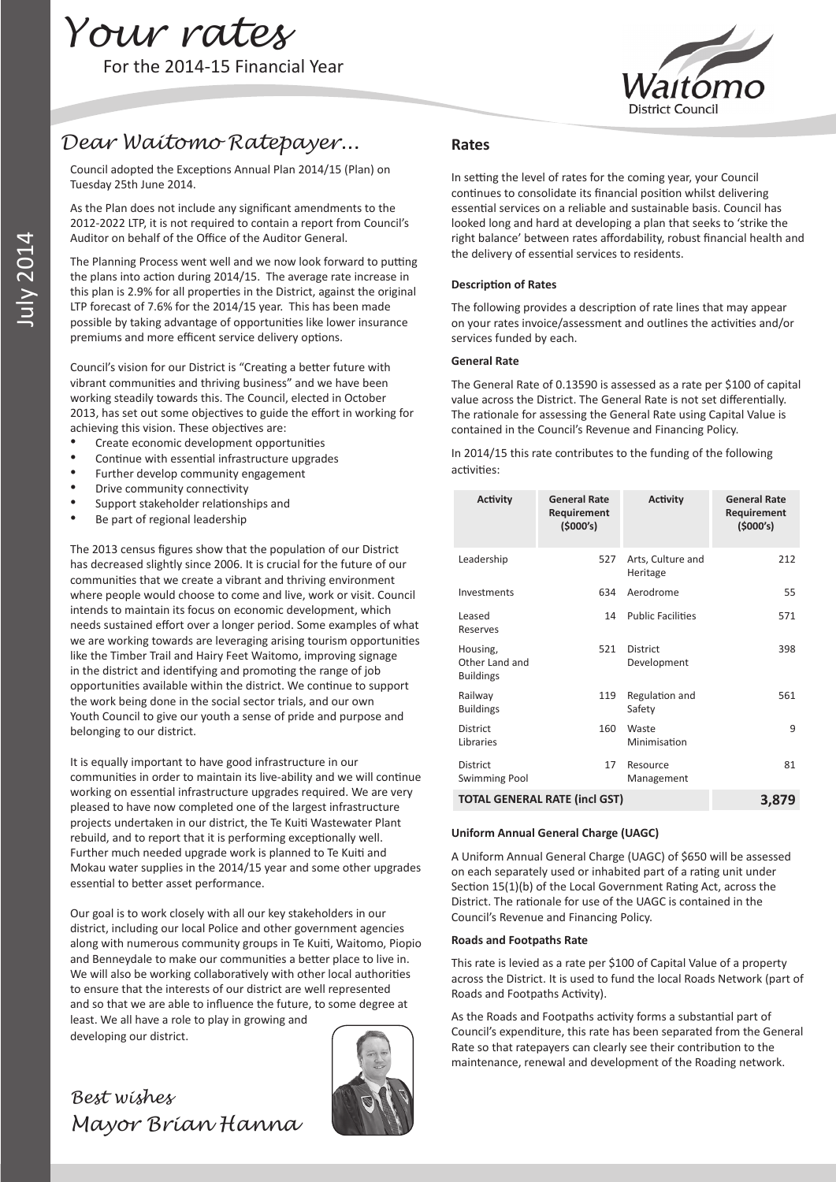# Your rates

For the 2014-15 Financial Year

## Dear Waitomo Ratepayer...

Council adopted the Exceptions Annual Plan 2014/15 (Plan) on Tuesday 25th June 2014.

As the Plan does not include any significant amendments to the 2012-2022 LTP, it is not required to contain a report from Council's Auditor on behalf of the Office of the Auditor General.

The Planning Process went well and we now look forward to putting the plans into action during 2014/15. The average rate increase in this plan is 2.9% for all properties in the District, against the original LTP forecast of 7.6% for the 2014/15 year. This has been made possible by taking advantage of opportunities like lower insurance premiums and more efficent service delivery options.

Council's vision for our District is "Creating a better future with vibrant communities and thriving business" and we have been working steadily towards this. The Council, elected in October 2013, has set out some objectives to guide the effort in working for achieving this vision. These objectives are:

- Create economic development opportunities
- Continue with essential infrastructure upgrades
- Further develop community engagement
- Drive community connectivity
- Support stakeholder relationships and
- Be part of regional leadership

The 2013 census figures show that the population of our District has decreased slightly since 2006. It is crucial for the future of our communities that we create a vibrant and thriving environment where people would choose to come and live, work or visit. Council intends to maintain its focus on economic development, which needs sustained effort over a longer period. Some examples of what we are working towards are leveraging arising tourism opportunities like the Timber Trail and Hairy Feet Waitomo, improving signage in the district and identifying and promoting the range of job opportunities available within the district. We continue to support the work being done in the social sector trials, and our own Youth Council to give our youth a sense of pride and purpose and belonging to our district.

It is equally important to have good infrastructure in our communities in order to maintain its live-ability and we will continue working on essential infrastructure upgrades required. We are very pleased to have now completed one of the largest infrastructure projects undertaken in our district, the Te Kuiti Wastewater Plant rebuild, and to report that it is performing exceptionally well. Further much needed upgrade work is planned to Te Kuiti and Mokau water supplies in the 2014/15 year and some other upgrades essential to better asset performance.

Our goal is to work closely with all our key stakeholders in our district, including our local Police and other government agencies along with numerous community groups in Te Kuiti, Waitomo, Piopio and Benneydale to make our communities a better place to live in. We will also be working collaboratively with other local authorities to ensure that the interests of our district are well represented and so that we are able to influence the future, to some degree at least. We all have a role to play in growing and developing our district.

*Best wishes*
*Mayor Brian Hanna*

## Rates

In setting the level of rates for the coming year, your Council continues to consolidate its financial position whilst delivering essential services on a reliable and sustainable basis. Council has looked long and hard at developing a plan that seeks to 'strike the right balance' between rates affordability, robust financial health and the delivery of essential services to residents.

**Description of Rates**

The following provides a description of rate lines that may appear on your rates invoice/assessment and outlines the activities and/or services funded by each.

**General Rate**

The General Rate of 0.13590 is assessed as a rate per $100 of capital value across the District. The General Rate is not set differentially. The rationale for assessing the General Rate using Capital Value is contained in the Council's Revenue and Financing Policy.

In 2014/15 this rate contributes to the funding of the following activities:

| Activity | General Rate Requirement ($000's) | Activity | General Rate Requirement ($000's) |
|---|---|---|---|
| Leadership | 527 | Arts, Culture and Heritage | 212 |
| Investments | 634 | Aerodrome | 55 |
| Leased Reserves | 14 | Public Facilities | 571 |
| Housing, Other Land and Buildings | 521 | District Development | 398 |
| Railway Buildings | 119 | Regulation and Safety | 561 |
| District Libraries | 160 | Waste Minimisation | 9 |
| District Swimming Pool | 17 | Resource Management | 81 |
| **TOTAL GENERAL RATE (incl GST)** | | | **3,879** |

**Uniform Annual General Charge (UAGC)**

A Uniform Annual General Charge (UAGC) of $650 will be assessed on each separately used or inhabited part of a rating unit under Section 15(1)(b) of the Local Government Rating Act, across the District. The rationale for use of the UAGC is contained in the Council's Revenue and Financing Policy.

**Roads and Footpaths Rate**

This rate is levied as a rate per $100 of Capital Value of a property across the District. It is used to fund the local Roads Network (part of Roads and Footpaths Activity).

As the Roads and Footpaths activity forms a substantial part of Council's expenditure, this rate has been separated from the General Rate so that ratepayers can clearly see their contribution to the maintenance, renewal and development of the Roading network.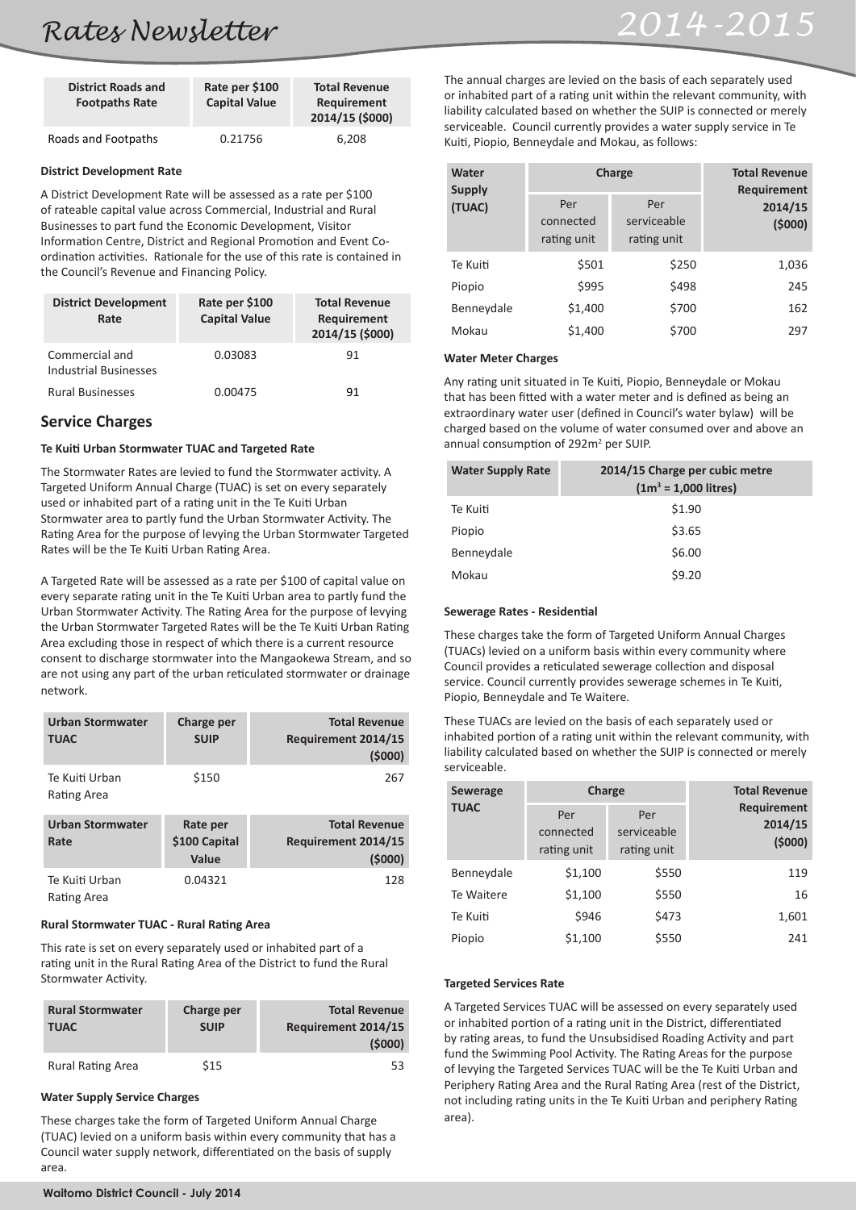| District Roads and Footpaths Rate | Rate per $100 Capital Value | Total Revenue Requirement 2014/15 ($000) |
|---|---|---|
| Roads and Footpaths | 0.21756 | 6,208 |

#### District Development Rate

A District Development Rate will be assessed as a rate per $100 of rateable capital value across Commercial, Industrial and Rural Businesses to part fund the Economic Development, Visitor Information Centre, District and Regional Promotion and Event Co-ordination activities. Rationale for the use of this rate is contained in the Council's Revenue and Financing Policy.

| District Development Rate | Rate per $100 Capital Value | Total Revenue Requirement 2014/15 ($000) |
|---|---|---|
| Commercial and Industrial Businesses | 0.03083 | 91 |
| Rural Businesses | 0.00475 | 91 |

## Service Charges

#### Te Kuiti Urban Stormwater TUAC and Targeted Rate

The Stormwater Rates are levied to fund the Stormwater activity. A Targeted Uniform Annual Charge (TUAC) is set on every separately used or inhabited part of a rating unit in the Te Kuiti Urban Stormwater area to partly fund the Urban Stormwater Activity. The Rating Area for the purpose of levying the Urban Stormwater Targeted Rates will be the Te Kuiti Urban Rating Area.

A Targeted Rate will be assessed as a rate per $100 of capital value on every separate rating unit in the Te Kuiti Urban area to partly fund the Urban Stormwater Activity. The Rating Area for the purpose of levying the Urban Stormwater Targeted Rates will be the Te Kuiti Urban Rating Area excluding those in respect of which there is a current resource consent to discharge stormwater into the Mangaokewa Stream, and so are not using any part of the urban reticulated stormwater or drainage network.

| Urban Stormwater TUAC | Charge per SUIP | Total Revenue Requirement 2014/15 ($000) |
|---|---|---|
| Te Kuiti Urban Rating Area | $150 | 267 |

| Urban Stormwater Rate | Rate per $100 Capital Value | Total Revenue Requirement 2014/15 ($000) |
|---|---|---|
| Te Kuiti Urban Rating Area | 0.04321 | 128 |

#### Rural Stormwater TUAC - Rural Rating Area

This rate is set on every separately used or inhabited part of a rating unit in the Rural Rating Area of the District to fund the Rural Stormwater Activity.

| Rural Stormwater TUAC | Charge per SUIP | Total Revenue Requirement 2014/15 ($000) |
|---|---|---|
| Rural Rating Area | $15 | 53 |

#### Water Supply Service Charges

These charges take the form of Targeted Uniform Annual Charge (TUAC) levied on a uniform basis within every community that has a Council water supply network, differentiated on the basis of supply area.

The annual charges are levied on the basis of each separately used or inhabited part of a rating unit within the relevant community, with liability calculated based on whether the SUIP is connected or merely serviceable. Council currently provides a water supply service in Te Kuiti, Piopio, Benneydale and Mokau, as follows:

| Water Supply (TUAC) | Charge | | Total Revenue Requirement 2014/15 ($000) |
|---|---|---|---|
| | Per connected rating unit | Per serviceable rating unit | |
| Te Kuiti | $501 | $250 | 1,036 |
| Piopio | $995 | $498 | 245 |
| Benneydale | $1,400 | $700 | 162 |
| Mokau | $1,400 | $700 | 297 |

#### Water Meter Charges

Any rating unit situated in Te Kuiti, Piopio, Benneydale or Mokau that has been fitted with a water meter and is defined as being an extraordinary water user (defined in Council's water bylaw) will be charged based on the volume of water consumed over and above an annual consumption of 292m² per SUIP.

| Water Supply Rate | 2014/15 Charge per cubic metre ($1m^3$ = 1,000 litres) |
|---|---|
| Te Kuiti | $1.90 |
| Piopio | $3.65 |
| Benneydale | $6.00 |
| Mokau | $9.20 |

#### Sewerage Rates - Residential

These charges take the form of Targeted Uniform Annual Charges (TUACs) levied on a uniform basis within every community where Council provides a reticulated sewerage collection and disposal service. Council currently provides sewerage schemes in Te Kuiti, Piopio, Benneydale and Te Waitere.

These TUACs are levied on the basis of each separately used or inhabited portion of a rating unit within the relevant community, with liability calculated based on whether the SUIP is connected or merely serviceable.

| Sewerage TUAC | Charge | | Total Revenue Requirement 2014/15 ($000) |
|---|---|---|---|
| | Per connected rating unit | Per serviceable rating unit | |
| Benneydale | $1,100 | $550 | 119 |
| Te Waitere | $1,100 | $550 | 16 |
| Te Kuiti | $946 | $473 | 1,601 |
| Piopio | $1,100 | $550 | 241 |

#### Targeted Services Rate

A Targeted Services TUAC will be assessed on every separately used or inhabited portion of a rating unit in the District, differentiated by rating areas, to fund the Unsubsidised Roading Activity and part fund the Swimming Pool Activity. The Rating Areas for the purpose of levying the Targeted Services TUAC will be the Te Kuiti Urban and Periphery Rating Area and the Rural Rating Area (rest of the District, not including rating units in the Te Kuiti Urban and periphery Rating area).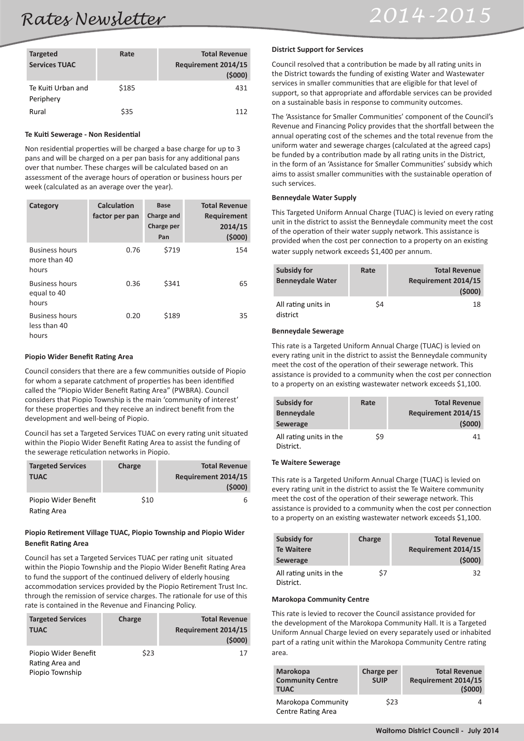| Targeted Services TUAC | Rate | Total Revenue Requirement 2014/15 (\$000) |
|---|---|---|
| Te Kuiti Urban and Periphery | \$185 | 431 |
| Rural | \$35 | 112 |

**Te Kuiti Sewerage - Non Residential**

Non residential properties will be charged a base charge for up to 3 pans and will be charged on a per pan basis for any additional pans over that number. These charges will be calculated based on an assessment of the average hours of operation or business hours per week (calculated as an average over the year).

| Category | Calculation factor per pan | Base Charge and Charge per Pan | Total Revenue Requirement 2014/15 (\$000) |
|---|---|---|---|
| Business hours more than 40 hours | 0.76 | \$719 | 154 |
| Business hours equal to 40 hours | 0.36 | \$341 | 65 |
| Business hours less than 40 hours | 0.20 | \$189 | 35 |

**Piopio Wider Benefit Rating Area**

Council considers that there are a few communities outside of Piopio for whom a separate catchment of properties has been identified called the "Piopio Wider Benefit Rating Area" (PWBRA). Council considers that Piopio Township is the main 'community of interest' for these properties and they receive an indirect benefit from the development and well-being of Piopio.

Council has set a Targeted Services TUAC on every rating unit situated within the Piopio Wider Benefit Rating Area to assist the funding of the sewerage reticulation networks in Piopio.

| Targeted Services TUAC | Charge | Total Revenue Requirement 2014/15 (\$000) |
|---|---|---|
| Piopio Wider Benefit Rating Area | \$10 | 6 |

**Piopio Retirement Village TUAC, Piopio Township and Piopio Wider Benefit Rating Area**

Council has set a Targeted Services TUAC per rating unit situated within the Piopio Township and the Piopio Wider Benefit Rating Area to fund the support of the continued delivery of elderly housing accommodation services provided by the Piopio Retirement Trust Inc. through the remission of service charges. The rationale for use of this rate is contained in the Revenue and Financing Policy.

| Targeted Services TUAC | Charge | Total Revenue Requirement 2014/15 (\$000) |
|---|---|---|
| Piopio Wider Benefit Rating Area and Piopio Township | \$23 | 17 |

**District Support for Services**

Council resolved that a contribution be made by all rating units in the District towards the funding of existing Water and Wastewater services in smaller communities that are eligible for that level of support, so that appropriate and affordable services can be provided on a sustainable basis in response to community outcomes.

The 'Assistance for Smaller Communities' component of the Council's Revenue and Financing Policy provides that the shortfall between the annual operating cost of the schemes and the total revenue from the uniform water and sewerage charges (calculated at the agreed caps) be funded by a contribution made by all rating units in the District, in the form of an 'Assistance for Smaller Communities' subsidy which aims to assist smaller communities with the sustainable operation of such services.

**Benneydale Water Supply**

This Targeted Uniform Annual Charge (TUAC) is levied on every rating unit in the district to assist the Benneydale community meet the cost of the operation of their water supply network. This assistance is provided when the cost per connection to a property on an existing water supply network exceeds \$1,400 per annum.

| Subsidy for Benneydale Water | Rate | Total Revenue Requirement 2014/15 (\$000) |
|---|---|---|
| All rating units in district | \$4 | 18 |

**Benneydale Sewerage**

This rate is a Targeted Uniform Annual Charge (TUAC) is levied on every rating unit in the district to assist the Benneydale community meet the cost of the operation of their sewerage network. This assistance is provided to a community when the cost per connection to a property on an existing wastewater network exceeds \$1,100.

| Subsidy for Benneydale Sewerage | Rate | Total Revenue Requirement 2014/15 (\$000) |
|---|---|---|
| All rating units in the District. | \$9 | 41 |

**Te Waitere Sewerage**

This rate is a Targeted Uniform Annual Charge (TUAC) is levied on every rating unit in the district to assist the Te Waitere community meet the cost of the operation of their sewerage network. This assistance is provided to a community when the cost per connection to a property on an existing wastewater network exceeds \$1,100.

| Subsidy for Te Waitere Sewerage | Charge | Total Revenue Requirement 2014/15 (\$000) |
|---|---|---|
| All rating units in the District. | \$7 | 32 |

**Marokopa Community Centre**

This rate is levied to recover the Council assistance provided for the development of the Marokopa Community Hall. It is a Targeted Uniform Annual Charge levied on every separately used or inhabited part of a rating unit within the Marokopa Community Centre rating area.

| Marokopa Community Centre TUAC | Charge per SUIP | Total Revenue Requirement 2014/15 (\$000) |
|---|---|---|
| Marokopa Community Centre Rating Area | \$23 | 4 |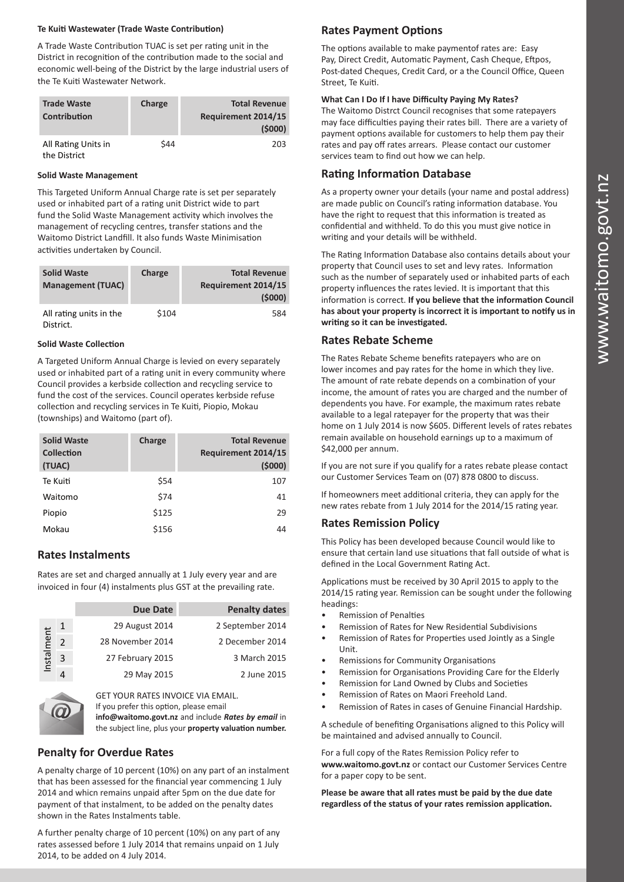**Te Kuiti Wastewater (Trade Waste Contribution)**

A Trade Waste Contribution TUAC is set per rating unit in the District in recognition of the contribution made to the social and economic well-being of the District by the large industrial users of the Te Kuiti Wastewater Network.

| Trade Waste Contribution | Charge | Total Revenue Requirement 2014/15 ($000) |
|---|---|---|
| All Rating Units in the District | $44 | 203 |

**Solid Waste Management**

This Targeted Uniform Annual Charge rate is set per separately used or inhabited part of a rating unit District wide to part fund the Solid Waste Management activity which involves the management of recycling centres, transfer stations and the Waitomo District Landfill. It also funds Waste Minimisation activities undertaken by Council.

| Solid Waste Management (TUAC) | Charge | Total Revenue Requirement 2014/15 ($000) |
|---|---|---|
| All rating units in the District. | $104 | 584 |

**Solid Waste Collection**

A Targeted Uniform Annual Charge is levied on every separately used or inhabited part of a rating unit in every community where Council provides a kerbside collection and recycling service to fund the cost of the services. Council operates kerbside refuse collection and recycling services in Te Kuiti, Piopio, Mokau (townships) and Waitomo (part of).

| Solid Waste Collection (TUAC) | Charge | Total Revenue Requirement 2014/15 ($000) |
|---|---|---|
| Te Kuiti | $54 | 107 |
| Waitomo | $74 | 41 |
| Piopio | $125 | 29 |
| Mokau | $156 | 44 |

## Rates Instalments

Rates are set and charged annually at 1 July every year and are invoiced in four (4) instalments plus GST at the prevailing rate.

| Instalment | Due Date | Penalty dates |
|---|---|---|
| 1 | 29 August 2014 | 2 September 2014 |
| 2 | 28 November 2014 | 2 December 2014 |
| 3 | 27 February 2015 | 3 March 2015 |
| 4 | 29 May 2015 | 2 June 2015 |

GET YOUR RATES INVOICE VIA EMAIL.
If you prefer this option, please email **info@waitomo.govt.nz** and include ***Rates by email*** in the subject line, plus your **property valuation number.**

## Penalty for Overdue Rates

A penalty charge of 10 percent (10%) on any part of an instalment that has been assessed for the financial year commencing 1 July 2014 and whicn remains unpaid after 5pm on the due date for payment of that instalment, to be added on the penalty dates shown in the Rates Instalments table.

A further penalty charge of 10 percent (10%) on any part of any rates assessed before 1 July 2014 that remains unpaid on 1 July 2014, to be added on 4 July 2014.

## Rates Payment Options

The options available to make paymentof rates are: Easy Pay, Direct Credit, Automatic Payment, Cash Cheque, Eftpos, Post-dated Cheques, Credit Card, or a the Council Office, Queen Street, Te Kuiti.

**What Can I Do If I have Difficulty Paying My Rates?**
The Waitomo Distrct Council recognises that some ratepayers may face difficulties paying their rates bill. There are a variety of payment options available for customers to help them pay their rates and pay off rates arrears. Please contact our customer services team to find out how we can help.

## Rating Information Database

As a property owner your details (your name and postal address) are made public on Council's rating information database. You have the right to request that this information is treated as confidential and withheld. To do this you must give notice in writing and your details will be withheld.

The Rating Information Database also contains details about your property that Council uses to set and levy rates. Information such as the number of separately used or inhabited parts of each property influences the rates levied. It is important that this information is correct. **If you believe that the information Council has about your property is incorrect it is important to notify us in writing so it can be investigated.**

## Rates Rebate Scheme

The Rates Rebate Scheme benefits ratepayers who are on lower incomes and pay rates for the home in which they live. The amount of rate rebate depends on a combination of your income, the amount of rates you are charged and the number of dependents you have. For example, the maximum rates rebate available to a legal ratepayer for the property that was their home on 1 July 2014 is now $605. Different levels of rates rebates remain available on household earnings up to a maximum of $42,000 per annum.

If you are not sure if you qualify for a rates rebate please contact our Customer Services Team on (07) 878 0800 to discuss.

If homeowners meet additional criteria, they can apply for the new rates rebate from 1 July 2014 for the 2014/15 rating year.

## Rates Remission Policy

This Policy has been developed because Council would like to ensure that certain land use situations that fall outside of what is defined in the Local Government Rating Act.

Applications must be received by 30 April 2015 to apply to the 2014/15 rating year. Remission can be sought under the following headings:

- Remission of Penalties
- Remission of Rates for New Residential Subdivisions
- Remission of Rates for Properties used Jointly as a Single Unit.
- Remissions for Community Organisations
- Remission for Organisations Providing Care for the Elderly
- Remission for Land Owned by Clubs and Societies
- Remission of Rates on Maori Freehold Land.
- Remission of Rates in cases of Genuine Financial Hardship.

A schedule of benefiting Organisations aligned to this Policy will be maintained and advised annually to Council.

For a full copy of the Rates Remission Policy refer to **www.waitomo.govt.nz** or contact our Customer Services Centre for a paper copy to be sent.

**Please be aware that all rates must be paid by the due date regardless of the status of your rates remission application.**

www.waitomo.govt.nz